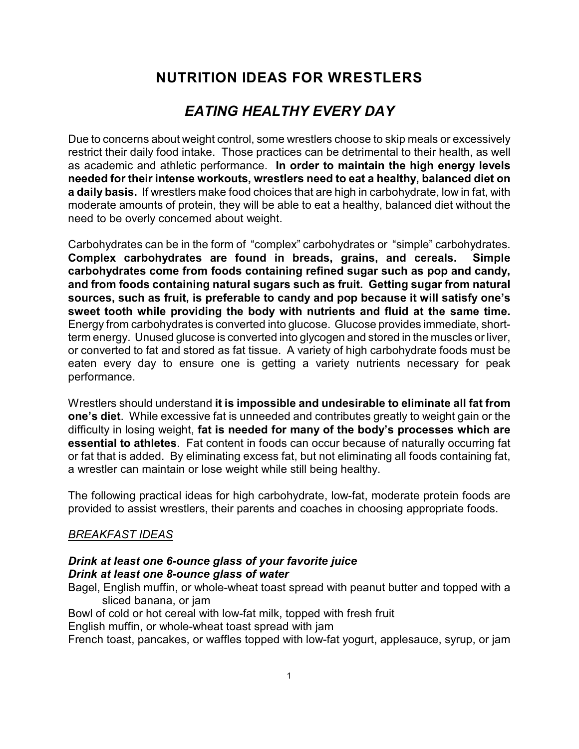# NUTRITION IDEAS FOR WRESTLERS

## *EATING HEALTHY EVERY DAY*

Due to concerns about weight control, some wrestlers choose to skip meals or excessively restrict their daily food intake. Those practices can be detrimental to their health, as well as academic and athletic performance. **In order to maintain the high energy levels needed for their intense workouts, wrestlers need to eat a healthy, balanced diet on a daily basis.** If wrestlers make food choices that are high in carbohydrate, low in fat, with moderate amounts of protein, they will be able to eat a healthy, balanced diet without the need to be overly concerned about weight.

Carbohydrates can be in the form of "complex" carbohydrates or "simple" carbohydrates. **Complex carbohydrates are found in breads, grains, and cereals. Simple carbohydrates come from foods containing refined sugar such as pop and candy, and from foods containing natural sugars such as fruit. Getting sugar from natural sources, such as fruit, is preferable to candy and pop because it will satisfy one's sweet tooth while providing the body with nutrients and fluid at the same time.** Energy from carbohydrates is converted into glucose. Glucose provides immediate, short-term energy. Unused glucose is converted into glycogen and stored in the muscles or liver, or converted to fat and stored as fat tissue. A variety of high carbohydrate foods must be eaten every day to ensure one is getting a variety nutrients necessary for peak performance.

Wrestlers should understand **it is impossible and undesirable to eliminate all fat from one's diet**. While excessive fat is unneeded and contributes greatly to weight gain or the difficulty in losing weight, **fat is needed for many of the body's processes which are essential to athletes**. Fat content in foods can occur because of naturally occurring fat or fat that is added. By eliminating excess fat, but not eliminating all foods containing fat, a wrestler can maintain or lose weight while still being healthy.

The following practical ideas for high carbohydrate, low-fat, moderate protein foods are provided to assist wrestlers, their parents and coaches in choosing appropriate foods.

<u>*BREAKFAST IDEAS*</u>

***Drink at least one 6-ounce glass of your favorite juice***
***Drink at least one 8-ounce glass of water***

Bagel, English muffin, or whole-wheat toast spread with peanut butter and topped with a sliced banana, or jam

Bowl of cold or hot cereal with low-fat milk, topped with fresh fruit

English muffin, or whole-wheat toast spread with jam

French toast, pancakes, or waffles topped with low-fat yogurt, applesauce, syrup, or jam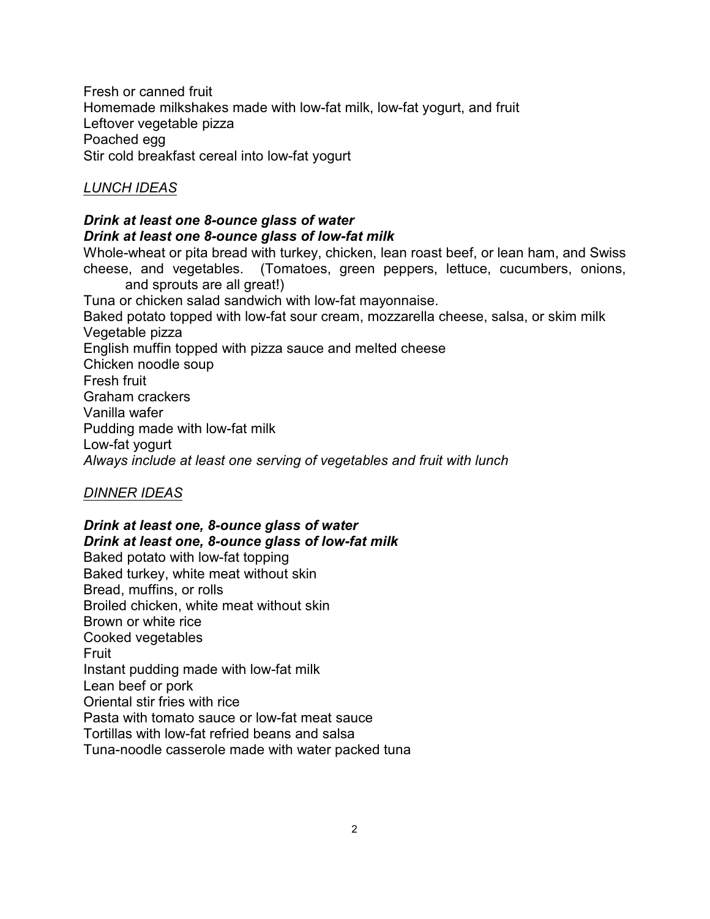Fresh or canned fruit
Homemade milkshakes made with low-fat milk, low-fat yogurt, and fruit
Leftover vegetable pizza
Poached egg
Stir cold breakfast cereal into low-fat yogurt

*LUNCH IDEAS*

***Drink at least one 8-ounce glass of water***
***Drink at least one 8-ounce glass of low-fat milk***

Whole-wheat or pita bread with turkey, chicken, lean roast beef, or lean ham, and Swiss cheese, and vegetables. (Tomatoes, green peppers, lettuce, cucumbers, onions, and sprouts are all great!)
Tuna or chicken salad sandwich with low-fat mayonnaise.
Baked potato topped with low-fat sour cream, mozzarella cheese, salsa, or skim milk
Vegetable pizza
English muffin topped with pizza sauce and melted cheese
Chicken noodle soup
Fresh fruit
Graham crackers
Vanilla wafer
Pudding made with low-fat milk
Low-fat yogurt
*Always include at least one serving of vegetables and fruit with lunch*

*DINNER IDEAS*

***Drink at least one, 8-ounce glass of water***
***Drink at least one, 8-ounce glass of low-fat milk***

Baked potato with low-fat topping
Baked turkey, white meat without skin
Bread, muffins, or rolls
Broiled chicken, white meat without skin
Brown or white rice
Cooked vegetables
Fruit
Instant pudding made with low-fat milk
Lean beef or pork
Oriental stir fries with rice
Pasta with tomato sauce or low-fat meat sauce
Tortillas with low-fat refried beans and salsa
Tuna-noodle casserole made with water packed tuna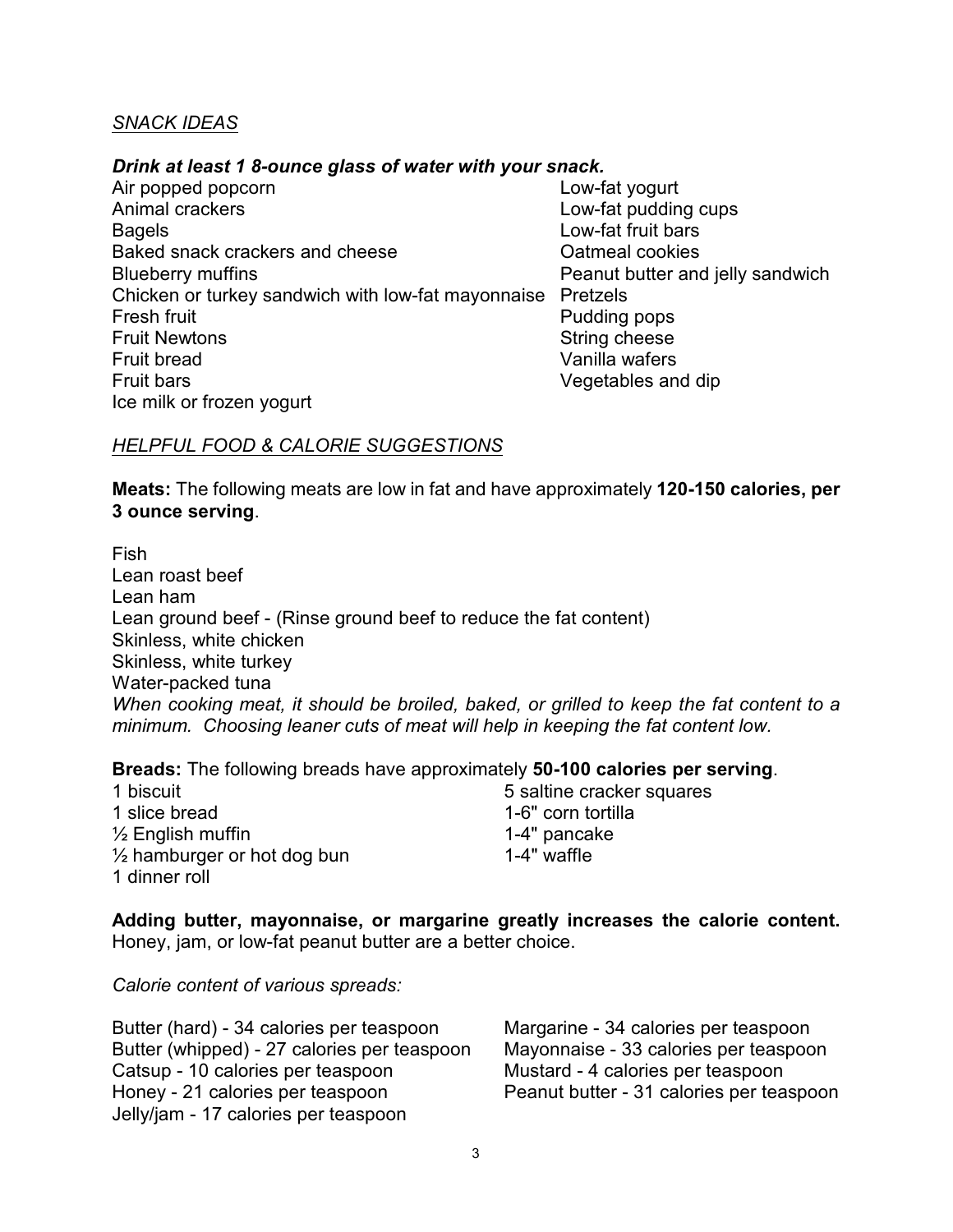*SNACK IDEAS*

***Drink at least 1 8-ounce glass of water with your snack.***

Air popped popcorn
Animal crackers
Bagels
Baked snack crackers and cheese
Blueberry muffins
Chicken or turkey sandwich with low-fat mayonnaise
Fresh fruit
Fruit Newtons
Fruit bread
Fruit bars
Ice milk or frozen yogurt
Low-fat yogurt
Low-fat pudding cups
Low-fat fruit bars
Oatmeal cookies
Peanut butter and jelly sandwich
Pretzels
Pudding pops
String cheese
Vanilla wafers
Vegetables and dip

*HELPFUL FOOD & CALORIE SUGGESTIONS*

**Meats:** The following meats are low in fat and have approximately **120-150 calories, per 3 ounce serving**.

Fish
Lean roast beef
Lean ham
Lean ground beef - (Rinse ground beef to reduce the fat content)
Skinless, white chicken
Skinless, white turkey
Water-packed tuna
*When cooking meat, it should be broiled, baked, or grilled to keep the fat content to a minimum. Choosing leaner cuts of meat will help in keeping the fat content low.*

**Breads:** The following breads have approximately **50-100 calories per serving**.

1 biscuit
1 slice bread
½ English muffin
½ hamburger or hot dog bun
1 dinner roll
5 saltine cracker squares
1-6" corn tortilla
1-4" pancake
1-4" waffle

**Adding butter, mayonnaise, or margarine greatly increases the calorie content.** Honey, jam, or low-fat peanut butter are a better choice.

*Calorie content of various spreads:*

Butter (hard) - 34 calories per teaspoon
Butter (whipped) - 27 calories per teaspoon
Catsup - 10 calories per teaspoon
Honey - 21 calories per teaspoon
Jelly/jam - 17 calories per teaspoon
Margarine - 34 calories per teaspoon
Mayonnaise - 33 calories per teaspoon
Mustard - 4 calories per teaspoon
Peanut butter - 31 calories per teaspoon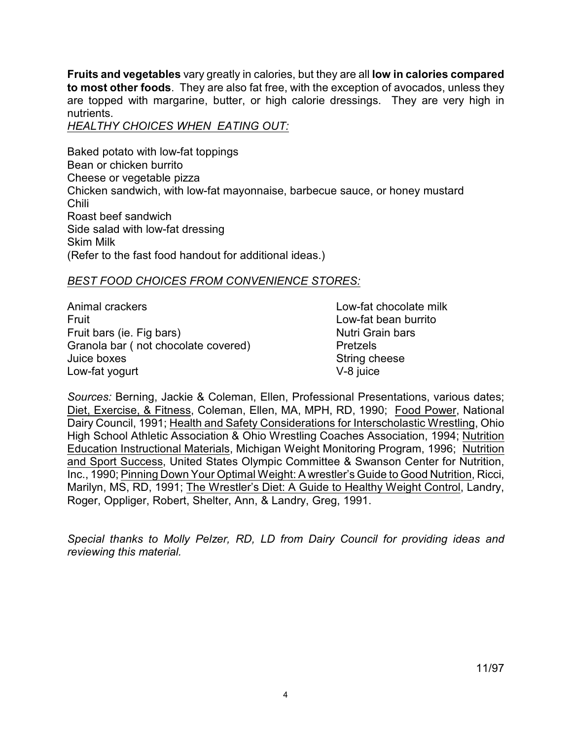**Fruits and vegetables** vary greatly in calories, but they are all **low in calories compared to most other foods**. They are also fat free, with the exception of avocados, unless they are topped with margarine, butter, or high calorie dressings. They are very high in nutrients.

*HEALTHY CHOICES WHEN EATING OUT:*

Baked potato with low-fat toppings
Bean or chicken burrito
Cheese or vegetable pizza
Chicken sandwich, with low-fat mayonnaise, barbecue sauce, or honey mustard
Chili
Roast beef sandwich
Side salad with low-fat dressing
Skim Milk
(Refer to the fast food handout for additional ideas.)

*BEST FOOD CHOICES FROM CONVENIENCE STORES:*

Animal crackers
Fruit
Fruit bars (ie. Fig bars)
Granola bar ( not chocolate covered)
Juice boxes
Low-fat yogurt
Low-fat chocolate milk
Low-fat bean burrito
Nutri Grain bars
Pretzels
String cheese
V-8 juice

*Sources:* Berning, Jackie & Coleman, Ellen, Professional Presentations, various dates; Diet, Exercise, & Fitness, Coleman, Ellen, MA, MPH, RD, 1990; Food Power, National Dairy Council, 1991; Health and Safety Considerations for Interscholastic Wrestling, Ohio High School Athletic Association & Ohio Wrestling Coaches Association, 1994; Nutrition Education Instructional Materials, Michigan Weight Monitoring Program, 1996; Nutrition and Sport Success, United States Olympic Committee & Swanson Center for Nutrition, Inc., 1990; Pinning Down Your Optimal Weight: A wrestler's Guide to Good Nutrition, Ricci, Marilyn, MS, RD, 1991; The Wrestler's Diet: A Guide to Healthy Weight Control, Landry, Roger, Oppliger, Robert, Shelter, Ann, & Landry, Greg, 1991.

*Special thanks to Molly Pelzer, RD, LD from Dairy Council for providing ideas and reviewing this material.*

11/97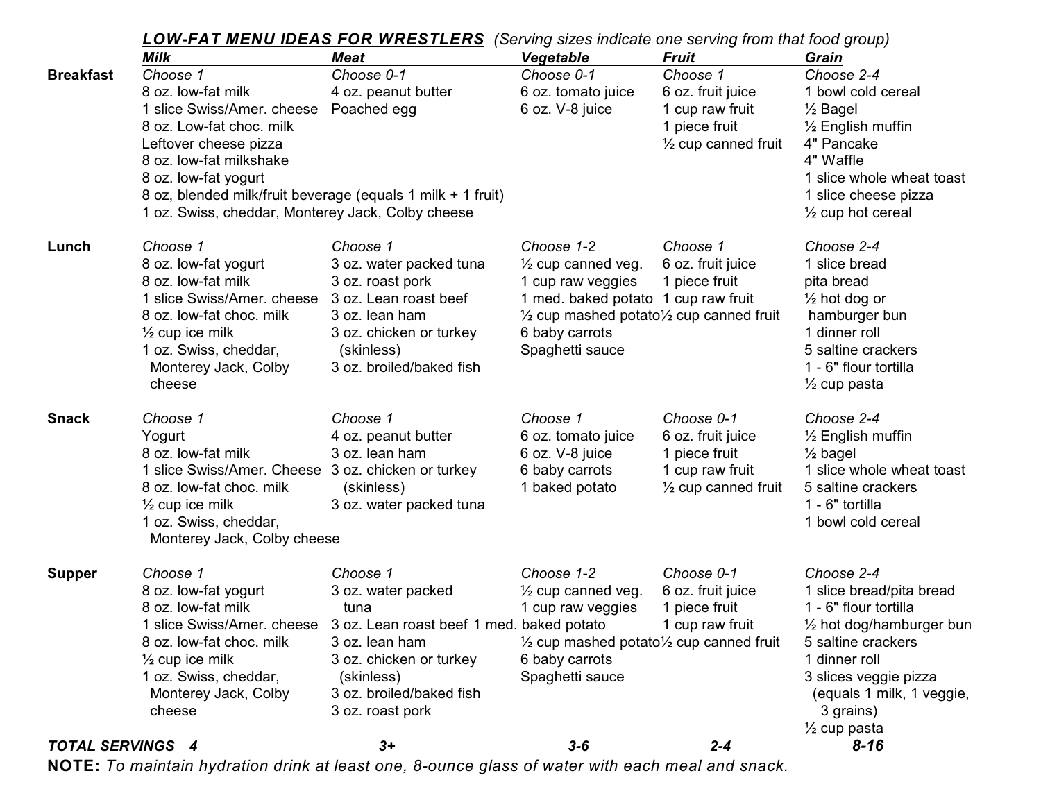## ***LOW-FAT MENU IDEAS FOR WRESTLERS*** *(Serving sizes indicate one serving from that food group)*

| | Milk | Meat | Vegetable | Fruit | Grain |
|---|---|---|---|---|---|
| **Breakfast** | *Choose 1* | *Choose 0-1* | *Choose 0-1* | *Choose 1* | *Choose 2-4* |
| | 8 oz. low-fat milk | 4 oz. peanut butter | 6 oz. tomato juice | 6 oz. fruit juice | 1 bowl cold cereal |
| | 1 slice Swiss/Amer. cheese | Poached egg | 6 oz. V-8 juice | 1 cup raw fruit | ½ Bagel |
| | 8 oz. Low-fat choc. milk | | | 1 piece fruit | ½ English muffin |
| | Leftover cheese pizza | | | ½ cup canned fruit | 4" Pancake |
| | 8 oz. low-fat milkshake | | | | 4" Waffle |
| | 8 oz. low-fat yogurt | | | | 1 slice whole wheat toast |
| | 8 oz, blended milk/fruit beverage (equals 1 milk + 1 fruit) | | | | 1 slice cheese pizza |
| | 1 oz. Swiss, cheddar, Monterey Jack, Colby cheese | | | | ½ cup hot cereal |
| **Lunch** | *Choose 1* | *Choose 1* | *Choose 1-2* | *Choose 1* | *Choose 2-4* |
| | 8 oz. low-fat yogurt | 3 oz. water packed tuna | ½ cup canned veg. | 6 oz. fruit juice | 1 slice bread |
| | 8 oz. low-fat milk | 3 oz. roast pork | 1 cup raw veggies | 1 piece fruit | pita bread |
| | 1 slice Swiss/Amer. cheese | 3 oz. Lean roast beef | 1 med. baked potato | 1 cup raw fruit | ½ hot dog or hamburger bun |
| | 8 oz. low-fat choc. milk | 3 oz. lean ham | ½ cup mashed potato | ½ cup canned fruit | 1 dinner roll |
| | ½ cup ice milk | 3 oz. chicken or turkey (skinless) | 6 baby carrots | | 5 saltine crackers |
| | 1 oz. Swiss, cheddar, Monterey Jack, Colby cheese | 3 oz. broiled/baked fish | Spaghetti sauce | | 1 - 6" flour tortilla |
| | | | | | ½ cup pasta |
| **Snack** | *Choose 1* | *Choose 1* | *Choose 1* | *Choose 0-1* | *Choose 2-4* |
| | Yogurt | 4 oz. peanut butter | 6 oz. tomato juice | 6 oz. fruit juice | ½ English muffin |
| | 8 oz. low-fat milk | 3 oz. lean ham | 6 oz. V-8 juice | 1 piece fruit | ½ bagel |
| | 1 slice Swiss/Amer. Cheese | 3 oz. chicken or turkey (skinless) | 6 baby carrots | 1 cup raw fruit | 1 slice whole wheat toast |
| | 8 oz. low-fat choc. milk | 3 oz. water packed tuna | 1 baked potato | ½ cup canned fruit | 5 saltine crackers |
| | ½ cup ice milk | | | | 1 - 6" tortilla |
| | 1 oz. Swiss, cheddar, Monterey Jack, Colby cheese | | | | 1 bowl cold cereal |
| **Supper** | *Choose 1* | *Choose 1* | *Choose 1-2* | *Choose 0-1* | *Choose 2-4* |
| | 8 oz. low-fat yogurt | 3 oz. water packed tuna | ½ cup canned veg. | 6 oz. fruit juice | 1 slice bread/pita bread |
| | 8 oz. low-fat milk | 3 oz. Lean roast beef | 1 cup raw veggies | 1 piece fruit | 1 - 6" flour tortilla |
| | 1 slice Swiss/Amer. cheese | 3 oz. lean ham | 1 med. baked potato | 1 cup raw fruit | ½ hot dog/hamburger bun |
| | 8 oz. low-fat choc. milk | 3 oz. chicken or turkey (skinless) | ½ cup mashed potato | ½ cup canned fruit | 5 saltine crackers |
| | ½ cup ice milk | 3 oz. broiled/baked fish | 6 baby carrots | | 1 dinner roll |
| | 1 oz. Swiss, cheddar, Monterey Jack, Colby cheese | 3 oz. roast pork | Spaghetti sauce | | 3 slices veggie pizza (equals 1 milk, 1 veggie, 3 grains) |
| | | | | | ½ cup pasta |
| ***TOTAL SERVINGS*** | ***4*** | ***3+*** | ***3-6*** | ***2-4*** | ***8-16*** |

**NOTE:** *To maintain hydration drink at least one, 8-ounce glass of water with each meal and snack.*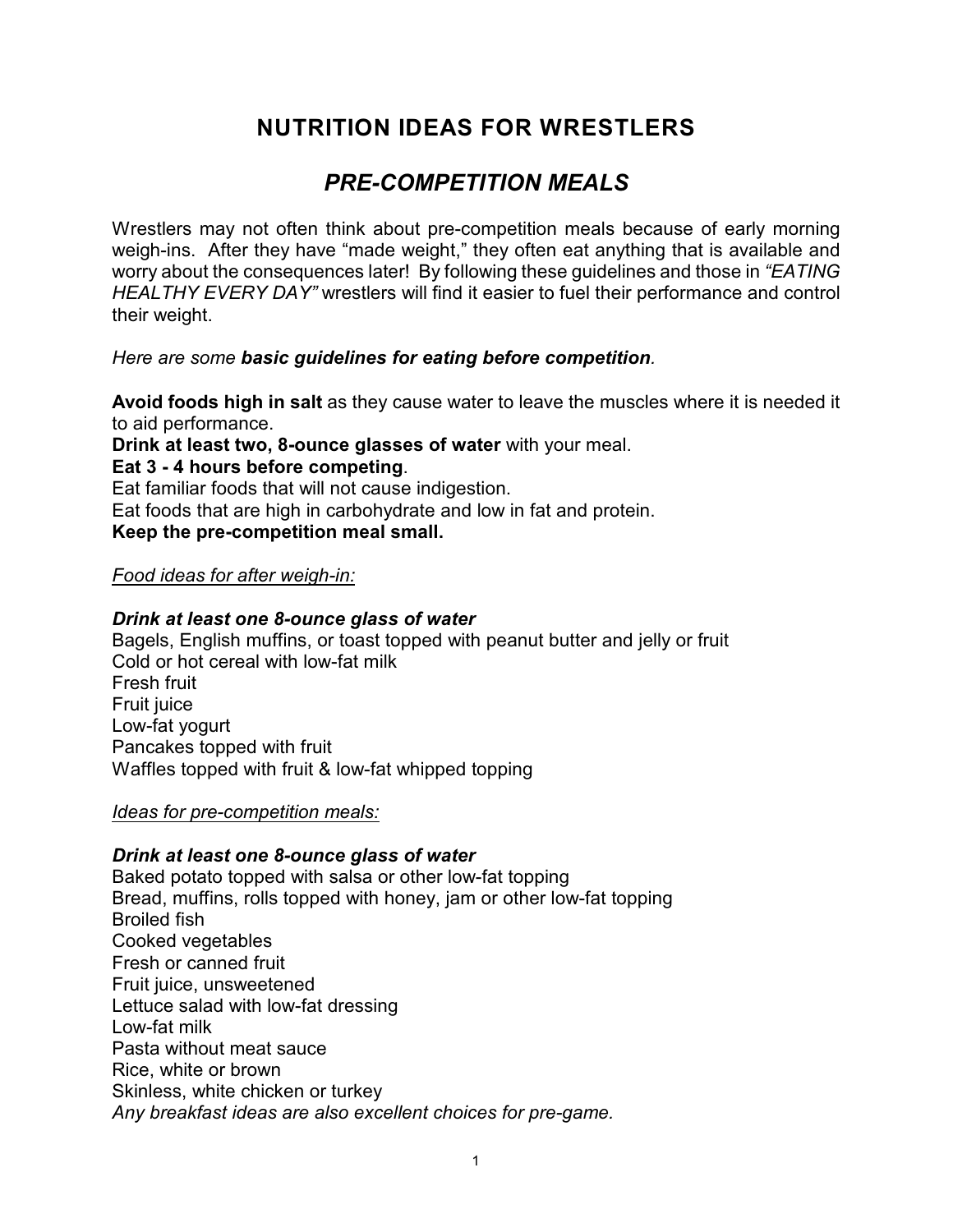# NUTRITION IDEAS FOR WRESTLERS

## *PRE-COMPETITION MEALS*

Wrestlers may not often think about pre-competition meals because of early morning weigh-ins. After they have "made weight," they often eat anything that is available and worry about the consequences later! By following these guidelines and those in *"EATING HEALTHY EVERY DAY"* wrestlers will find it easier to fuel their performance and control their weight.

*Here are some **basic guidelines for eating before competition**.*

**Avoid foods high in salt** as they cause water to leave the muscles where it is needed it to aid performance.
**Drink at least two, 8-ounce glasses of water** with your meal.
**Eat 3 - 4 hours before competing**.
Eat familiar foods that will not cause indigestion.
Eat foods that are high in carbohydrate and low in fat and protein.
**Keep the pre-competition meal small.**

*<u>Food ideas for after weigh-in:</u>*

***Drink at least one 8-ounce glass of water***
Bagels, English muffins, or toast topped with peanut butter and jelly or fruit
Cold or hot cereal with low-fat milk
Fresh fruit
Fruit juice
Low-fat yogurt
Pancakes topped with fruit
Waffles topped with fruit & low-fat whipped topping

*<u>Ideas for pre-competition meals:</u>*

***Drink at least one 8-ounce glass of water***
Baked potato topped with salsa or other low-fat topping
Bread, muffins, rolls topped with honey, jam or other low-fat topping
Broiled fish
Cooked vegetables
Fresh or canned fruit
Fruit juice, unsweetened
Lettuce salad with low-fat dressing
Low-fat milk
Pasta without meat sauce
Rice, white or brown
Skinless, white chicken or turkey
*Any breakfast ideas are also excellent choices for pre-game.*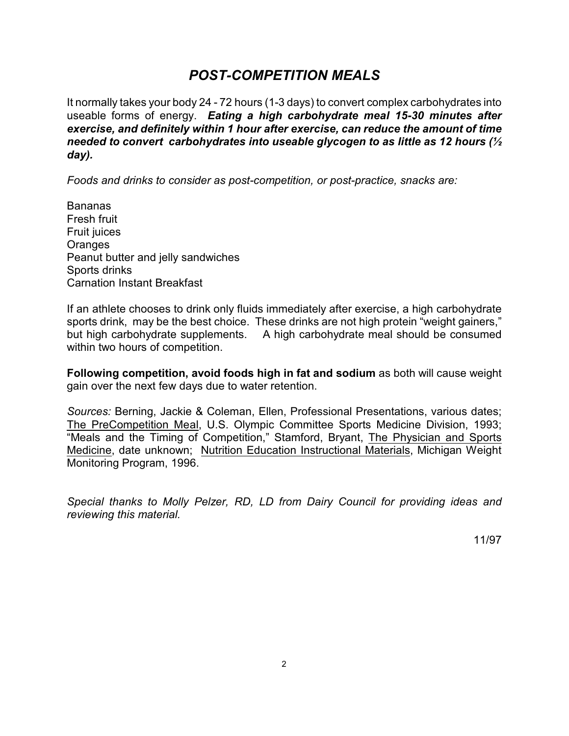# *POST-COMPETITION MEALS*

It normally takes your body 24 - 72 hours (1-3 days) to convert complex carbohydrates into useable forms of energy. ***Eating a high carbohydrate meal 15-30 minutes after exercise, and definitely within 1 hour after exercise, can reduce the amount of time needed to convert carbohydrates into useable glycogen to as little as 12 hours (½ day).***

*Foods and drinks to consider as post-competition, or post-practice, snacks are:*

Bananas
Fresh fruit
Fruit juices
Oranges
Peanut butter and jelly sandwiches
Sports drinks
Carnation Instant Breakfast

If an athlete chooses to drink only fluids immediately after exercise, a high carbohydrate sports drink, may be the best choice. These drinks are not high protein "weight gainers," but high carbohydrate supplements. A high carbohydrate meal should be consumed within two hours of competition.

**Following competition, avoid foods high in fat and sodium** as both will cause weight gain over the next few days due to water retention.

*Sources:* Berning, Jackie & Coleman, Ellen, Professional Presentations, various dates; The PreCompetition Meal, U.S. Olympic Committee Sports Medicine Division, 1993; "Meals and the Timing of Competition," Stamford, Bryant, The Physician and Sports Medicine, date unknown; Nutrition Education Instructional Materials, Michigan Weight Monitoring Program, 1996.

*Special thanks to Molly Pelzer, RD, LD from Dairy Council for providing ideas and reviewing this material.*

11/97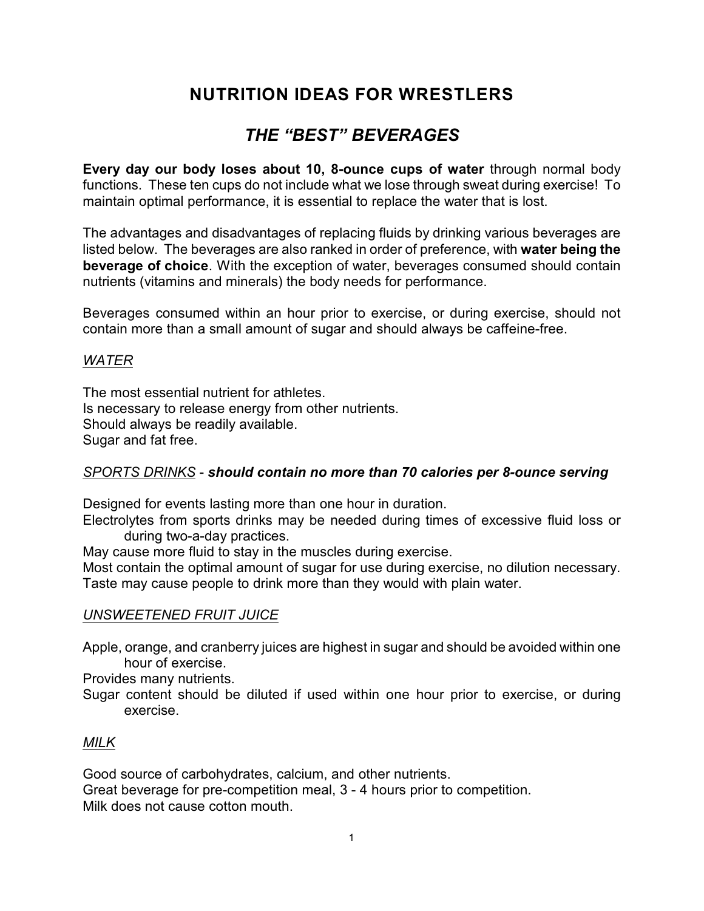# NUTRITION IDEAS FOR WRESTLERS

## *THE "BEST" BEVERAGES*

**Every day our body loses about 10, 8-ounce cups of water** through normal body functions. These ten cups do not include what we lose through sweat during exercise! To maintain optimal performance, it is essential to replace the water that is lost.

The advantages and disadvantages of replacing fluids by drinking various beverages are listed below. The beverages are also ranked in order of preference, with **water being the beverage of choice**. With the exception of water, beverages consumed should contain nutrients (vitamins and minerals) the body needs for performance.

Beverages consumed within an hour prior to exercise, or during exercise, should not contain more than a small amount of sugar and should always be caffeine-free.

<u>*WATER*</u>

The most essential nutrient for athletes.
Is necessary to release energy from other nutrients.
Should always be readily available.
Sugar and fat free.

<u>*SPORTS DRINKS*</u> - ***should contain no more than 70 calories per 8-ounce serving***

Designed for events lasting more than one hour in duration.
Electrolytes from sports drinks may be needed during times of excessive fluid loss or during two-a-day practices.
May cause more fluid to stay in the muscles during exercise.
Most contain the optimal amount of sugar for use during exercise, no dilution necessary.
Taste may cause people to drink more than they would with plain water.

<u>*UNSWEETENED FRUIT JUICE*</u>

Apple, orange, and cranberry juices are highest in sugar and should be avoided within one hour of exercise.
Provides many nutrients.
Sugar content should be diluted if used within one hour prior to exercise, or during exercise.

<u>*MILK*</u>

Good source of carbohydrates, calcium, and other nutrients.
Great beverage for pre-competition meal, 3 - 4 hours prior to competition.
Milk does not cause cotton mouth.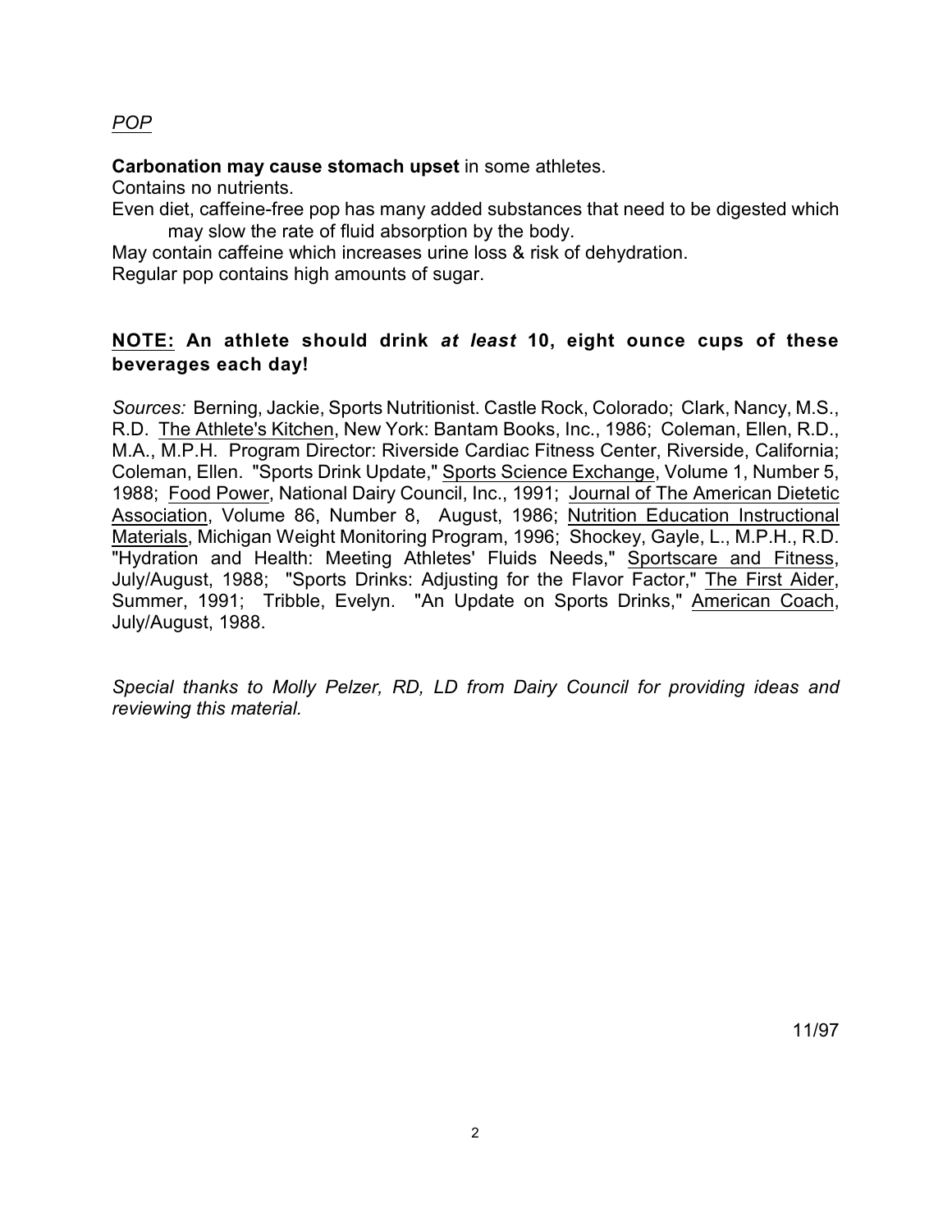*POP*

**Carbonation may cause stomach upset** in some athletes.
Contains no nutrients.
Even diet, caffeine-free pop has many added substances that need to be digested which may slow the rate of fluid absorption by the body.
May contain caffeine which increases urine loss & risk of dehydration.
Regular pop contains high amounts of sugar.

**NOTE: An athlete should drink *at least* 10, eight ounce cups of these beverages each day!**

*Sources:* Berning, Jackie, Sports Nutritionist. Castle Rock, Colorado; Clark, Nancy, M.S., R.D. The Athlete's Kitchen, New York: Bantam Books, Inc., 1986; Coleman, Ellen, R.D., M.A., M.P.H. Program Director: Riverside Cardiac Fitness Center, Riverside, California; Coleman, Ellen. "Sports Drink Update," Sports Science Exchange, Volume 1, Number 5, 1988; Food Power, National Dairy Council, Inc., 1991; Journal of The American Dietetic Association, Volume 86, Number 8, August, 1986; Nutrition Education Instructional Materials, Michigan Weight Monitoring Program, 1996; Shockey, Gayle, L., M.P.H., R.D. "Hydration and Health: Meeting Athletes' Fluids Needs," Sportscare and Fitness, July/August, 1988; "Sports Drinks: Adjusting for the Flavor Factor," The First Aider, Summer, 1991; Tribble, Evelyn. "An Update on Sports Drinks," American Coach, July/August, 1988.

*Special thanks to Molly Pelzer, RD, LD from Dairy Council for providing ideas and reviewing this material.*

11/97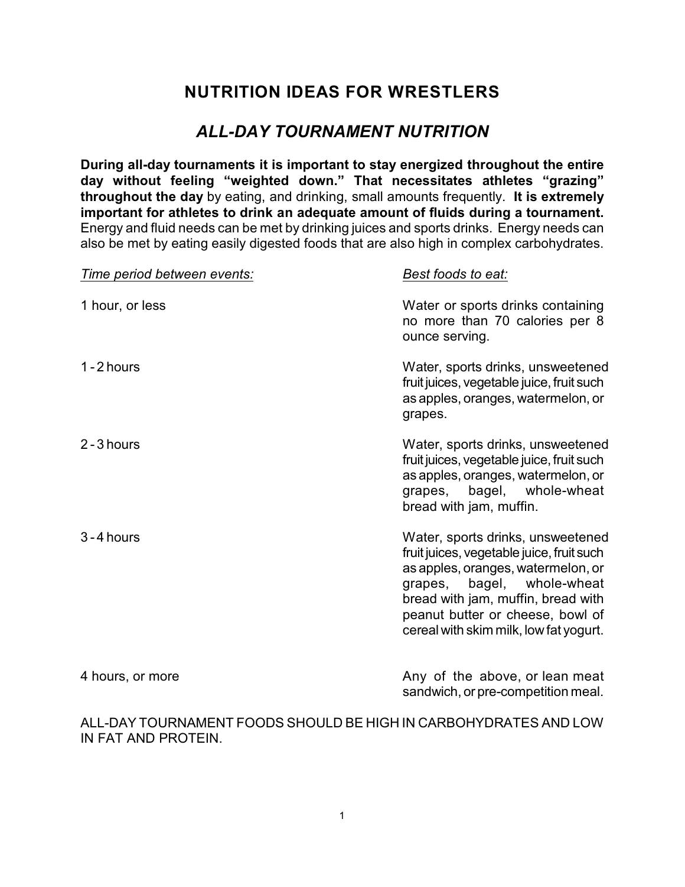# NUTRITION IDEAS FOR WRESTLERS

## *ALL-DAY TOURNAMENT NUTRITION*

**During all-day tournaments it is important to stay energized throughout the entire day without feeling "weighted down." That necessitates athletes "grazing" throughout the day** by eating, and drinking, small amounts frequently. **It is extremely important for athletes to drink an adequate amount of fluids during a tournament.** Energy and fluid needs can be met by drinking juices and sports drinks. Energy needs can also be met by eating easily digested foods that are also high in complex carbohydrates.

| *Time period between events:* | *Best foods to eat:* |
|---|---|
| 1 hour, or less | Water or sports drinks containing no more than 70 calories per 8 ounce serving. |
| 1 - 2 hours | Water, sports drinks, unsweetened fruit juices, vegetable juice, fruit such as apples, oranges, watermelon, or grapes. |
| 2 - 3 hours | Water, sports drinks, unsweetened fruit juices, vegetable juice, fruit such as apples, oranges, watermelon, or grapes, bagel, whole-wheat bread with jam, muffin. |
| 3 - 4 hours | Water, sports drinks, unsweetened fruit juices, vegetable juice, fruit such as apples, oranges, watermelon, or grapes, bagel, whole-wheat bread with jam, muffin, bread with peanut butter or cheese, bowl of cereal with skim milk, low fat yogurt. |
| 4 hours, or more | Any of the above, or lean meat sandwich, or pre-competition meal. |

ALL-DAY TOURNAMENT FOODS SHOULD BE HIGH IN CARBOHYDRATES AND LOW IN FAT AND PROTEIN.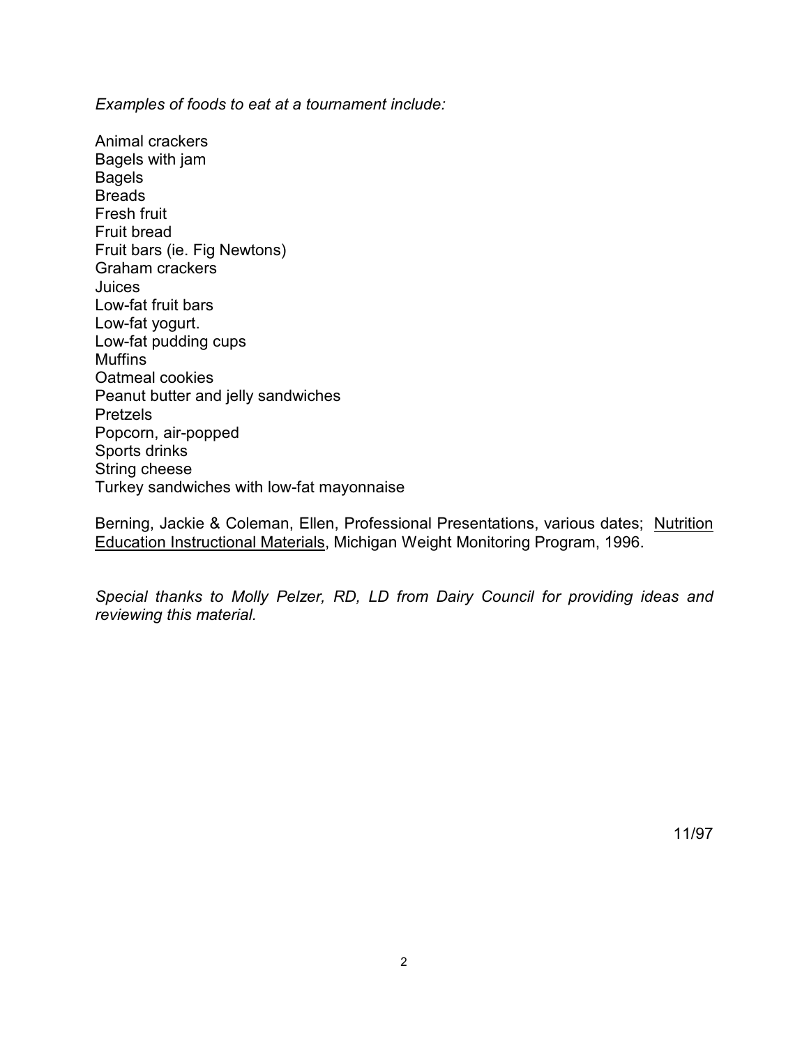*Examples of foods to eat at a tournament include:*

Animal crackers
Bagels with jam
Bagels
Breads
Fresh fruit
Fruit bread
Fruit bars (ie. Fig Newtons)
Graham crackers
Juices
Low-fat fruit bars
Low-fat yogurt.
Low-fat pudding cups
Muffins
Oatmeal cookies
Peanut butter and jelly sandwiches
Pretzels
Popcorn, air-popped
Sports drinks
String cheese
Turkey sandwiches with low-fat mayonnaise

Berning, Jackie & Coleman, Ellen, Professional Presentations, various dates; <u>Nutrition Education Instructional Materials</u>, Michigan Weight Monitoring Program, 1996.

*Special thanks to Molly Pelzer, RD, LD from Dairy Council for providing ideas and reviewing this material.*

11/97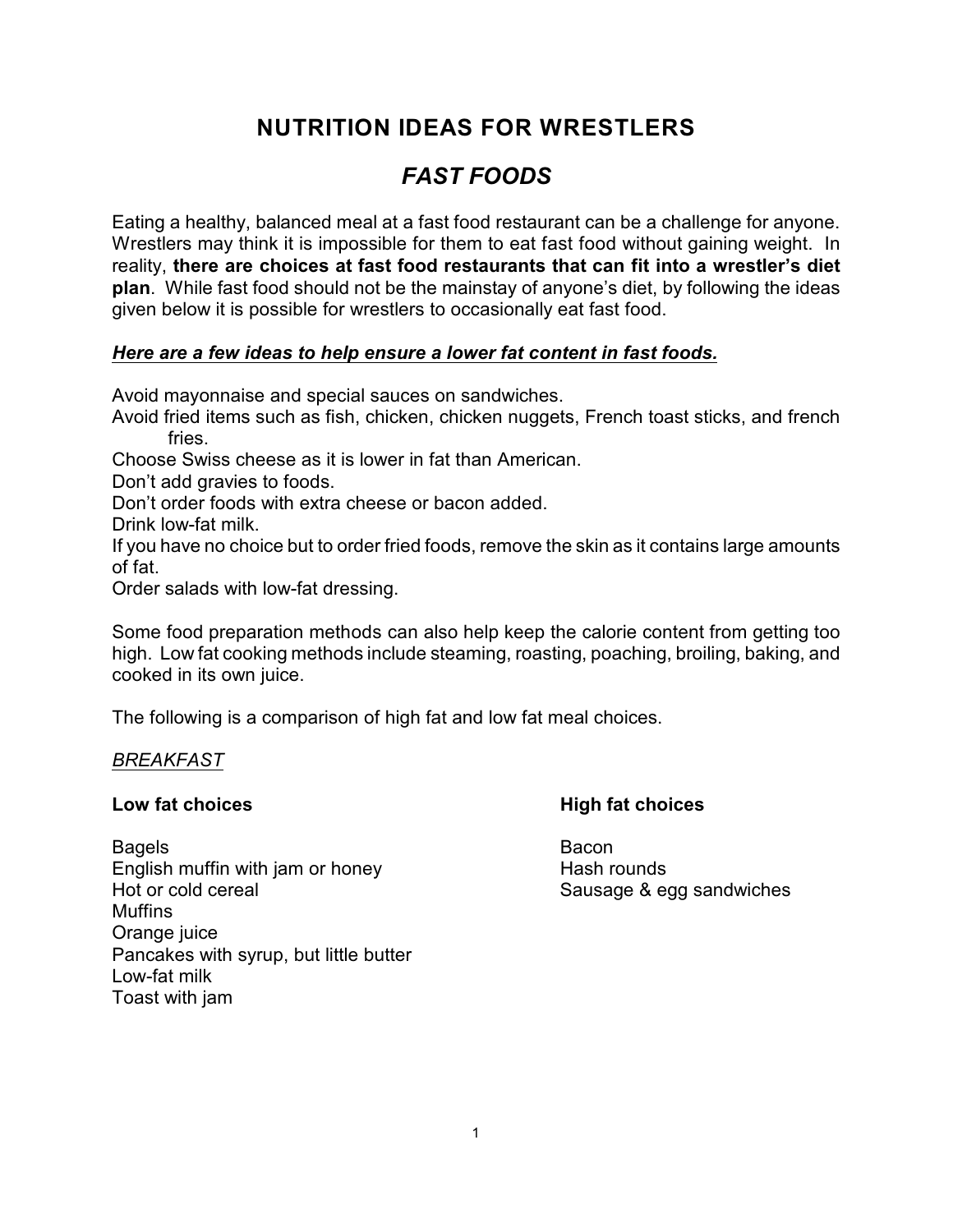# NUTRITION IDEAS FOR WRESTLERS

## *FAST FOODS*

Eating a healthy, balanced meal at a fast food restaurant can be a challenge for anyone. Wrestlers may think it is impossible for them to eat fast food without gaining weight. In reality, **there are choices at fast food restaurants that can fit into a wrestler's diet plan**. While fast food should not be the mainstay of anyone's diet, by following the ideas given below it is possible for wrestlers to occasionally eat fast food.

***<u>Here are a few ideas to help ensure a lower fat content in fast foods.</u>***

Avoid mayonnaise and special sauces on sandwiches.
Avoid fried items such as fish, chicken, chicken nuggets, French toast sticks, and french fries.
Choose Swiss cheese as it is lower in fat than American.
Don't add gravies to foods.
Don't order foods with extra cheese or bacon added.
Drink low-fat milk.
If you have no choice but to order fried foods, remove the skin as it contains large amounts of fat.
Order salads with low-fat dressing.

Some food preparation methods can also help keep the calorie content from getting too high. Low fat cooking methods include steaming, roasting, poaching, broiling, baking, and cooked in its own juice.

The following is a comparison of high fat and low fat meal choices.

*<u>BREAKFAST</u>*

| **Low fat choices** | **High fat choices** |
|---|---|
| Bagels | Bacon |
| English muffin with jam or honey | Hash rounds |
| Hot or cold cereal | Sausage & egg sandwiches |
| Muffins | |
| Orange juice | |
| Pancakes with syrup, but little butter | |
| Low-fat milk | |
| Toast with jam | |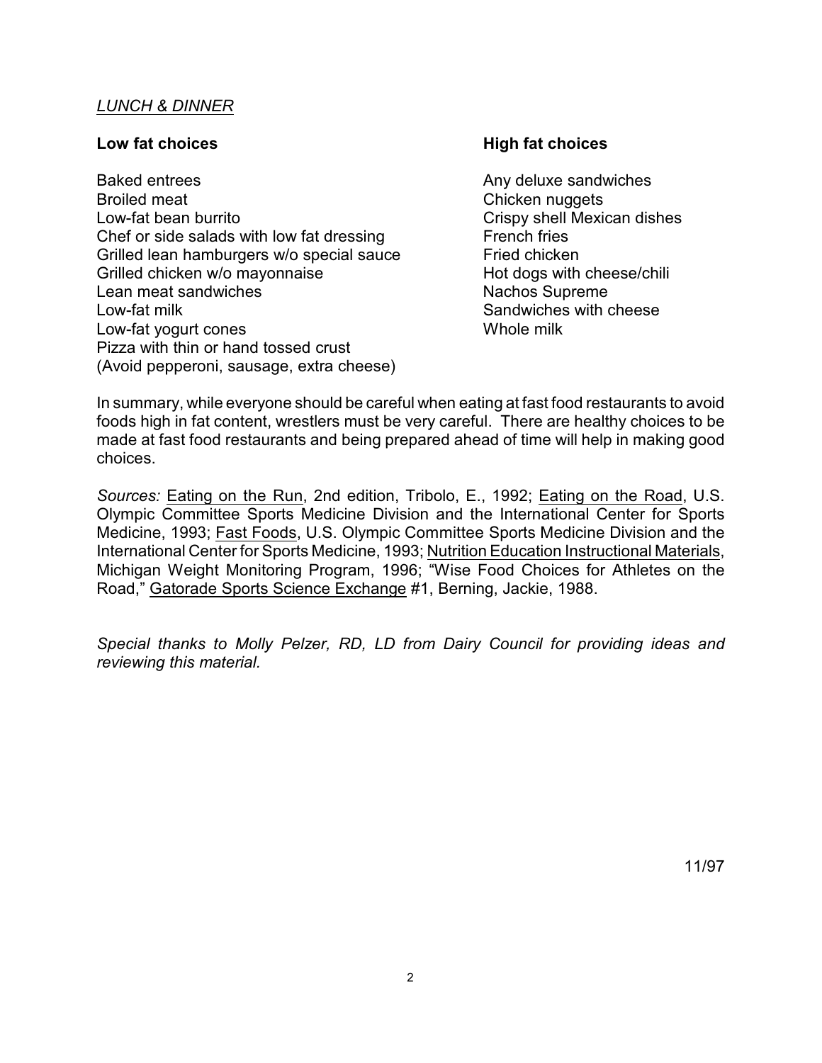*LUNCH & DINNER*

| **Low fat choices** | **High fat choices** |
| --- | --- |
| Baked entrees | Any deluxe sandwiches |
| Broiled meat | Chicken nuggets |
| Low-fat bean burrito | Crispy shell Mexican dishes |
| Chef or side salads with low fat dressing | French fries |
| Grilled lean hamburgers w/o special sauce | Fried chicken |
| Grilled chicken w/o mayonnaise | Hot dogs with cheese/chili |
| Lean meat sandwiches | Nachos Supreme |
| Low-fat milk | Sandwiches with cheese |
| Low-fat yogurt cones | Whole milk |
| Pizza with thin or hand tossed crust (Avoid pepperoni, sausage, extra cheese) | |

In summary, while everyone should be careful when eating at fast food restaurants to avoid foods high in fat content, wrestlers must be very careful. There are healthy choices to be made at fast food restaurants and being prepared ahead of time will help in making good choices.

*Sources:* Eating on the Run, 2nd edition, Tribolo, E., 1992; Eating on the Road, U.S. Olympic Committee Sports Medicine Division and the International Center for Sports Medicine, 1993; Fast Foods, U.S. Olympic Committee Sports Medicine Division and the International Center for Sports Medicine, 1993; Nutrition Education Instructional Materials, Michigan Weight Monitoring Program, 1996; "Wise Food Choices for Athletes on the Road," Gatorade Sports Science Exchange #1, Berning, Jackie, 1988.

*Special thanks to Molly Pelzer, RD, LD from Dairy Council for providing ideas and reviewing this material.*

11/97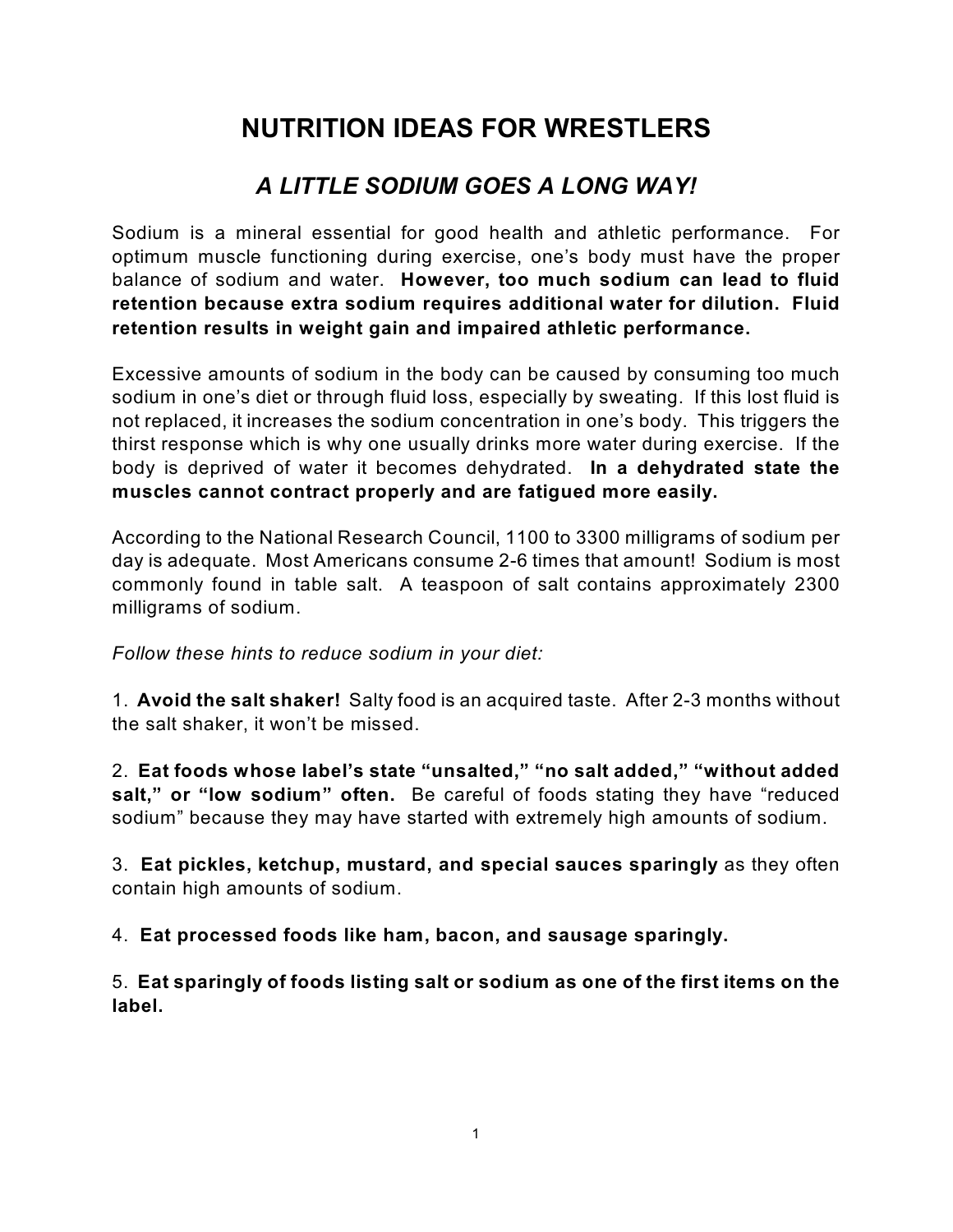# NUTRITION IDEAS FOR WRESTLERS

## *A LITTLE SODIUM GOES A LONG WAY!*

Sodium is a mineral essential for good health and athletic performance. For optimum muscle functioning during exercise, one's body must have the proper balance of sodium and water. **However, too much sodium can lead to fluid retention because extra sodium requires additional water for dilution. Fluid retention results in weight gain and impaired athletic performance.**

Excessive amounts of sodium in the body can be caused by consuming too much sodium in one's diet or through fluid loss, especially by sweating. If this lost fluid is not replaced, it increases the sodium concentration in one's body. This triggers the thirst response which is why one usually drinks more water during exercise. If the body is deprived of water it becomes dehydrated. **In a dehydrated state the muscles cannot contract properly and are fatigued more easily.**

According to the National Research Council, 1100 to 3300 milligrams of sodium per day is adequate. Most Americans consume 2-6 times that amount! Sodium is most commonly found in table salt. A teaspoon of salt contains approximately 2300 milligrams of sodium.

*Follow these hints to reduce sodium in your diet:*

1. **Avoid the salt shaker!** Salty food is an acquired taste. After 2-3 months without the salt shaker, it won't be missed.

2. **Eat foods whose label's state "unsalted," "no salt added," "without added salt," or "low sodium" often.** Be careful of foods stating they have "reduced sodium" because they may have started with extremely high amounts of sodium.

3. **Eat pickles, ketchup, mustard, and special sauces sparingly** as they often contain high amounts of sodium.

4. **Eat processed foods like ham, bacon, and sausage sparingly.**

5. **Eat sparingly of foods listing salt or sodium as one of the first items on the label.**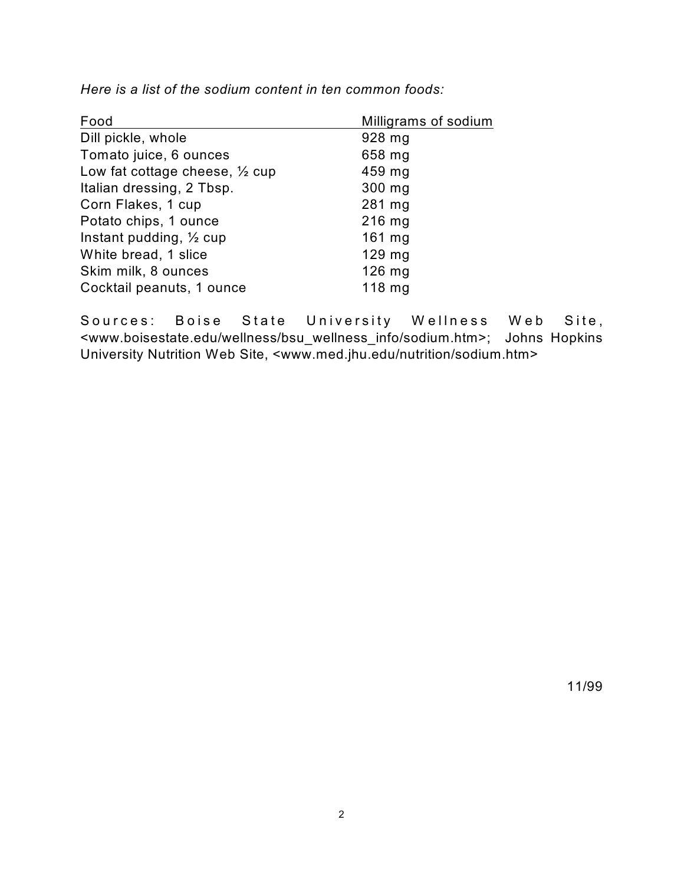*Here is a list of the sodium content in ten common foods:*

| Food | Milligrams of sodium |
| --- | --- |
| Dill pickle, whole | 928 mg |
| Tomato juice, 6 ounces | 658 mg |
| Low fat cottage cheese, ½ cup | 459 mg |
| Italian dressing, 2 Tbsp. | 300 mg |
| Corn Flakes, 1 cup | 281 mg |
| Potato chips, 1 ounce | 216 mg |
| Instant pudding, ½ cup | 161 mg |
| White bread, 1 slice | 129 mg |
| Skim milk, 8 ounces | 126 mg |
| Cocktail peanuts, 1 ounce | 118 mg |

Sources: Boise State University Wellness Web Site, <www.boisestate.edu/wellness/bsu_wellness_info/sodium.htm>; Johns Hopkins University Nutrition Web Site, <www.med.jhu.edu/nutrition/sodium.htm>

11/99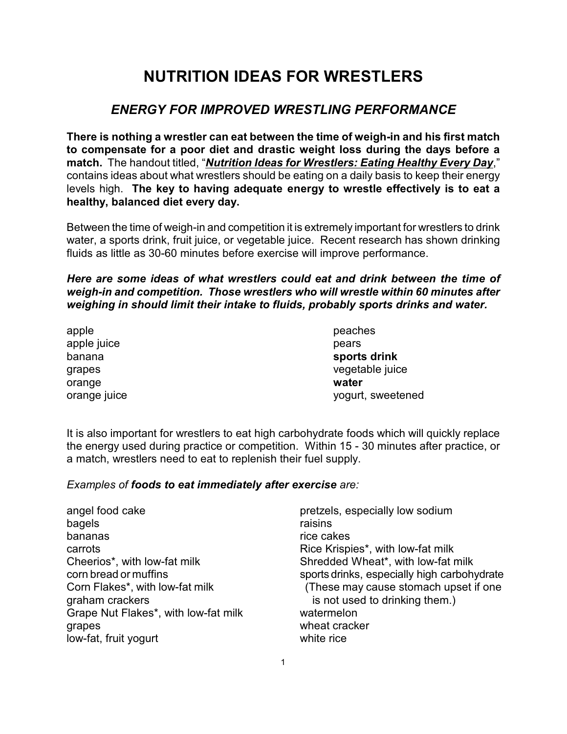# NUTRITION IDEAS FOR WRESTLERS

## *ENERGY FOR IMPROVED WRESTLING PERFORMANCE*

**There is nothing a wrestler can eat between the time of weigh-in and his first match to compensate for a poor diet and drastic weight loss during the days before a match.** The handout titled, "***Nutrition Ideas for Wrestlers: Eating Healthy Every Day***," contains ideas about what wrestlers should be eating on a daily basis to keep their energy levels high. **The key to having adequate energy to wrestle effectively is to eat a healthy, balanced diet every day.**

Between the time of weigh-in and competition it is extremely important for wrestlers to drink water, a sports drink, fruit juice, or vegetable juice. Recent research has shown drinking fluids as little as 30-60 minutes before exercise will improve performance.

***Here are some ideas of what wrestlers could eat and drink between the time of weigh-in and competition. Those wrestlers who will wrestle within 60 minutes after weighing in should limit their intake to fluids, probably sports drinks and water.***

apple
apple juice
banana
grapes
orange
orange juice
peaches
pears
**sports drink**
vegetable juice
**water**
yogurt, sweetened

It is also important for wrestlers to eat high carbohydrate foods which will quickly replace the energy used during practice or competition. Within 15 - 30 minutes after practice, or a match, wrestlers need to eat to replenish their fuel supply.

*Examples of **foods to eat immediately after exercise** are:*

angel food cake
bagels
bananas
carrots
Cheerios*, with low-fat milk
corn bread or muffins
Corn Flakes*, with low-fat milk
graham crackers
Grape Nut Flakes*, with low-fat milk
grapes
low-fat, fruit yogurt
pretzels, especially low sodium
raisins
rice cakes
Rice Krispies*, with low-fat milk
Shredded Wheat*, with low-fat milk
sports drinks, especially high carbohydrate (These may cause stomach upset if one is not used to drinking them.)
watermelon
wheat cracker
white rice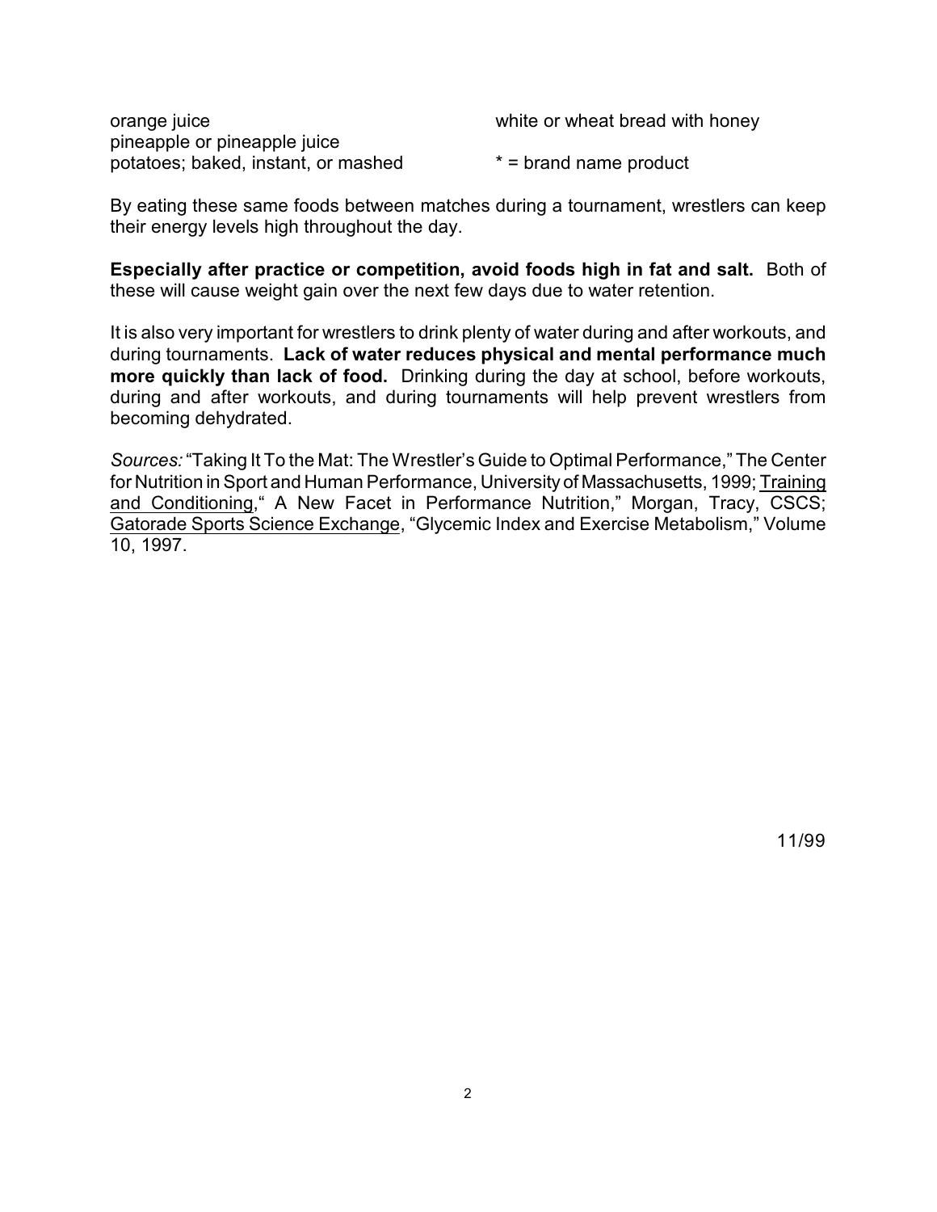orange juice
pineapple or pineapple juice
potatoes; baked, instant, or mashed

white or wheat bread with honey

* = brand name product

By eating these same foods between matches during a tournament, wrestlers can keep their energy levels high throughout the day.

**Especially after practice or competition, avoid foods high in fat and salt.** Both of these will cause weight gain over the next few days due to water retention.

It is also very important for wrestlers to drink plenty of water during and after workouts, and during tournaments. **Lack of water reduces physical and mental performance much more quickly than lack of food.** Drinking during the day at school, before workouts, during and after workouts, and during tournaments will help prevent wrestlers from becoming dehydrated.

*Sources:* "Taking It To the Mat: The Wrestler's Guide to Optimal Performance," The Center for Nutrition in Sport and Human Performance, University of Massachusetts, 1999; Training and Conditioning," A New Facet in Performance Nutrition," Morgan, Tracy, CSCS; Gatorade Sports Science Exchange, "Glycemic Index and Exercise Metabolism," Volume 10, 1997.

11/99